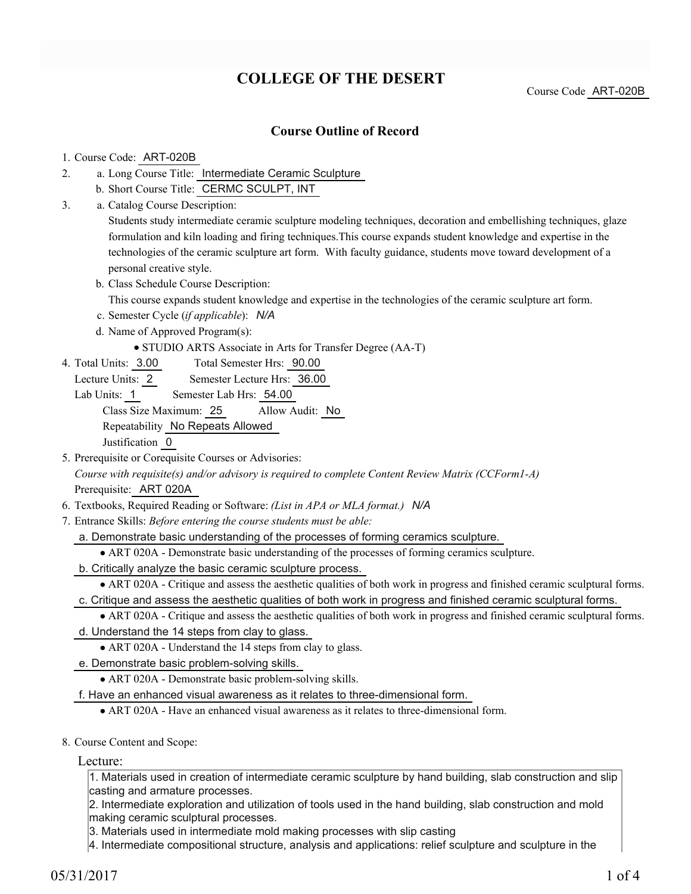# COLLEGE OF THE DESERT

Course Code ART-020B

## Course Outline of Record

1. Course Code: ART-020B
2. a. Long Course Title: Intermediate Ceramic Sculpture
   b. Short Course Title: CERMC SCULPT, INT
3. a. Catalog Course Description:
   Students study intermediate ceramic sculpture modeling techniques, decoration and embellishing techniques, glaze formulation and kiln loading and firing techniques.This course expands student knowledge and expertise in the technologies of the ceramic sculpture art form. With faculty guidance, students move toward development of a personal creative style.
   b. Class Schedule Course Description:
   This course expands student knowledge and expertise in the technologies of the ceramic sculpture art form.
   c. Semester Cycle (*if applicable*): *N/A*
   d. Name of Approved Program(s):
      - STUDIO ARTS Associate in Arts for Transfer Degree (AA-T)
4. Total Units: 3.00 Total Semester Hrs: 90.00
   Lecture Units: 2 Semester Lecture Hrs: 36.00
   Lab Units: 1 Semester Lab Hrs: 54.00
   Class Size Maximum: 25 Allow Audit: No
   Repeatability No Repeats Allowed
   Justification 0
5. Prerequisite or Corequisite Courses or Advisories:
   *Course with requisite(s) and/or advisory is required to complete Content Review Matrix (CCForm1-A)*
   Prerequisite: ART 020A
6. Textbooks, Required Reading or Software: *(List in APA or MLA format.)* *N/A*
7. Entrance Skills: *Before entering the course students must be able:*
   a. Demonstrate basic understanding of the processes of forming ceramics sculpture.
      - ART 020A - Demonstrate basic understanding of the processes of forming ceramics sculpture.
   b. Critically analyze the basic ceramic sculpture process.
      - ART 020A - Critique and assess the aesthetic qualities of both work in progress and finished ceramic sculptural forms.
   c. Critique and assess the aesthetic qualities of both work in progress and finished ceramic sculptural forms.
      - ART 020A - Critique and assess the aesthetic qualities of both work in progress and finished ceramic sculptural forms.
   d. Understand the 14 steps from clay to glass.
      - ART 020A - Understand the 14 steps from clay to glass.
   e. Demonstrate basic problem-solving skills.
      - ART 020A - Demonstrate basic problem-solving skills.
   f. Have an enhanced visual awareness as it relates to three-dimensional form.
      - ART 020A - Have an enhanced visual awareness as it relates to three-dimensional form.
8. Course Content and Scope:

Lecture:

1. Materials used in creation of intermediate ceramic sculpture by hand building, slab construction and slip casting and armature processes.
2. Intermediate exploration and utilization of tools used in the hand building, slab construction and mold making ceramic sculptural processes.
3. Materials used in intermediate mold making processes with slip casting
4. Intermediate compositional structure, analysis and applications: relief sculpture and sculpture in the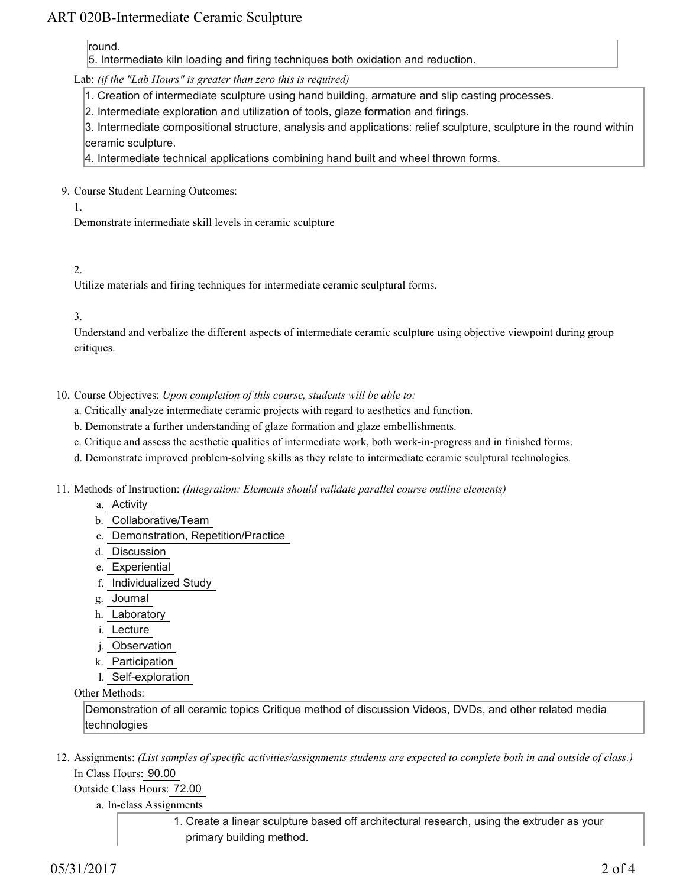round.
5. Intermediate kiln loading and firing techniques both oxidation and reduction.

Lab: *(if the "Lab Hours" is greater than zero this is required)*

1. Creation of intermediate sculpture using hand building, armature and slip casting processes.
2. Intermediate exploration and utilization of tools, glaze formation and firings.
3. Intermediate compositional structure, analysis and applications: relief sculpture, sculpture in the round within ceramic sculpture.
4. Intermediate technical applications combining hand built and wheel thrown forms.

9. Course Student Learning Outcomes:

   1. Demonstrate intermediate skill levels in ceramic sculpture

   2. Utilize materials and firing techniques for intermediate ceramic sculptural forms.

   3. Understand and verbalize the different aspects of intermediate ceramic sculpture using objective viewpoint during group critiques.

10. Course Objectives: *Upon completion of this course, students will be able to:*

    a. Critically analyze intermediate ceramic projects with regard to aesthetics and function.
    b. Demonstrate a further understanding of glaze formation and glaze embellishments.
    c. Critique and assess the aesthetic qualities of intermediate work, both work-in-progress and in finished forms.
    d. Demonstrate improved problem-solving skills as they relate to intermediate ceramic sculptural technologies.

11. Methods of Instruction: *(Integration: Elements should validate parallel course outline elements)*

    a. Activity
    b. Collaborative/Team
    c. Demonstration, Repetition/Practice
    d. Discussion
    e. Experiential
    f. Individualized Study
    g. Journal
    h. Laboratory
    i. Lecture
    j. Observation
    k. Participation
    l. Self-exploration

    Other Methods:

    Demonstration of all ceramic topics Critique method of discussion Videos, DVDs, and other related media technologies

12. Assignments: *(List samples of specific activities/assignments students are expected to complete both in and outside of class.)*

    In Class Hours: 90.00

    Outside Class Hours: 72.00

    a. In-class Assignments

       1. Create a linear sculpture based off architectural research, using the extruder as your primary building method.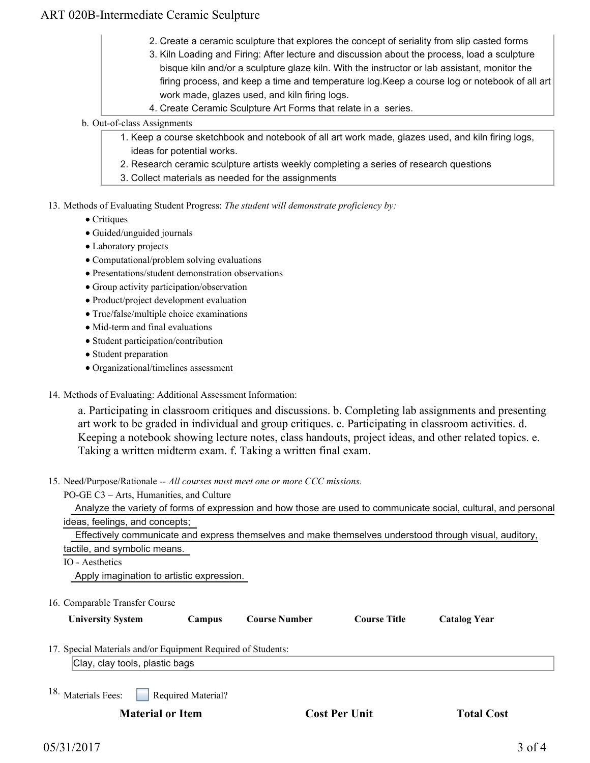2. Create a ceramic sculpture that explores the concept of seriality from slip casted forms
3. Kiln Loading and Firing: After lecture and discussion about the process, load a sculpture bisque kiln and/or a sculpture glaze kiln. With the instructor or lab assistant, monitor the firing process, and keep a time and temperature log.Keep a course log or notebook of all art work made, glazes used, and kiln firing logs.
4. Create Ceramic Sculpture Art Forms that relate in a series.

b. Out-of-class Assignments

1. Keep a course sketchbook and notebook of all art work made, glazes used, and kiln firing logs, ideas for potential works.
2. Research ceramic sculpture artists weekly completing a series of research questions
3. Collect materials as needed for the assignments

13. Methods of Evaluating Student Progress: *The student will demonstrate proficiency by:*
    - Critiques
    - Guided/unguided journals
    - Laboratory projects
    - Computational/problem solving evaluations
    - Presentations/student demonstration observations
    - Group activity participation/observation
    - Product/project development evaluation
    - True/false/multiple choice examinations
    - Mid-term and final evaluations
    - Student participation/contribution
    - Student preparation
    - Organizational/timelines assessment

14. Methods of Evaluating: Additional Assessment Information:

    a. Participating in classroom critiques and discussions. b. Completing lab assignments and presenting art work to be graded in individual and group critiques. c. Participating in classroom activities. d. Keeping a notebook showing lecture notes, class handouts, project ideas, and other related topics. e. Taking a written midterm exam. f. Taking a written final exam.

15. Need/Purpose/Rationale -- *All courses must meet one or more CCC missions.*

    PO-GE C3 – Arts, Humanities, and Culture

    Analyze the variety of forms of expression and how those are used to communicate social, cultural, and personal ideas, feelings, and concepts;

    Effectively communicate and express themselves and make themselves understood through visual, auditory, tactile, and symbolic means.

    IO - Aesthetics

    Apply imagination to artistic expression.

16. Comparable Transfer Course

| University System | Campus | Course Number | Course Title | Catalog Year |
|---|---|---|---|---|

17. Special Materials and/or Equipment Required of Students:

    Clay, clay tools, plastic bags

18. Materials Fees: ☐ Required Material?

| Material or Item | Cost Per Unit | Total Cost |
|---|---|---|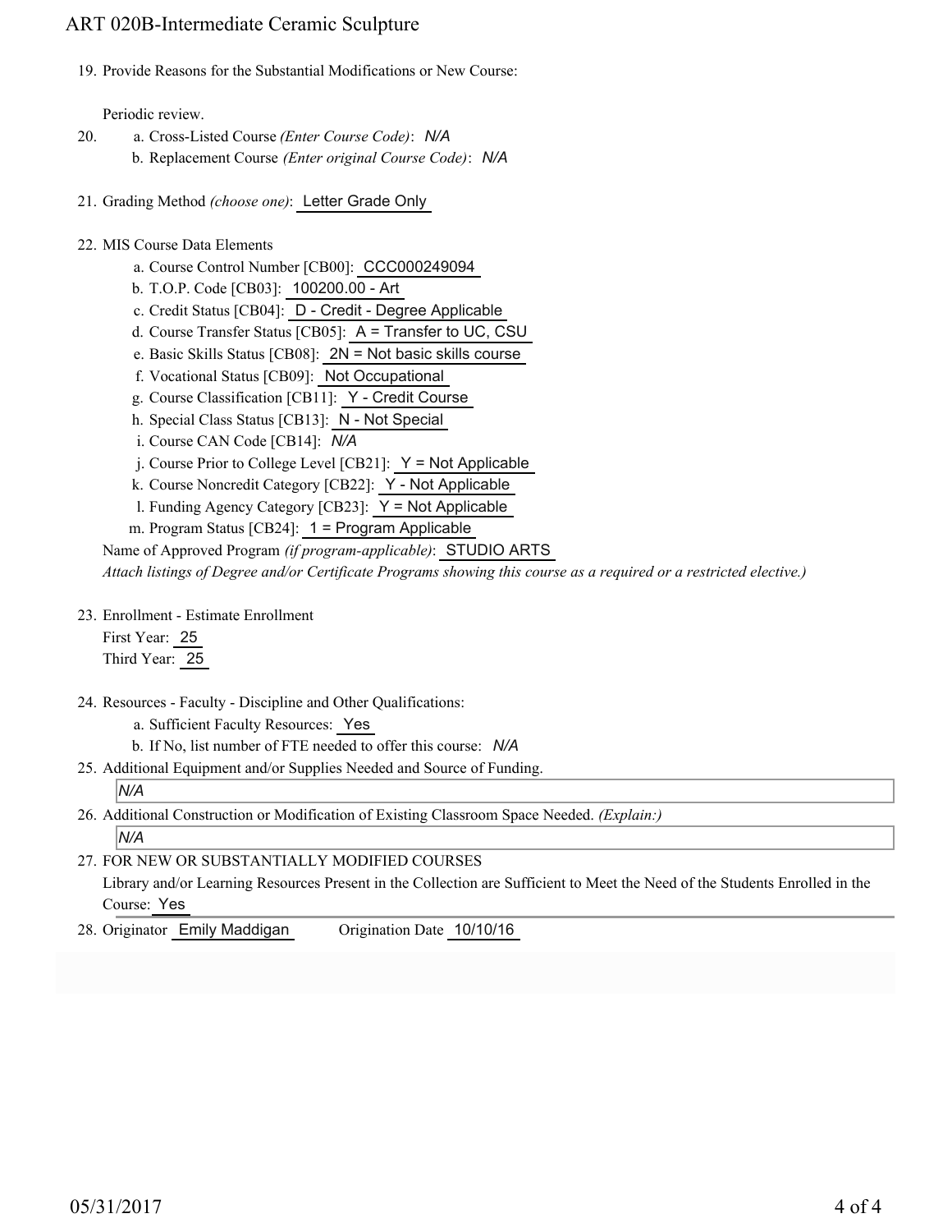19. Provide Reasons for the Substantial Modifications or New Course:

    Periodic review.

20. a. Cross-Listed Course *(Enter Course Code)*: *N/A*
    b. Replacement Course *(Enter original Course Code)*: *N/A*

21. Grading Method *(choose one)*: Letter Grade Only

22. MIS Course Data Elements
    a. Course Control Number [CB00]: CCC000249094
    b. T.O.P. Code [CB03]: 100200.00 - Art
    c. Credit Status [CB04]: D - Credit - Degree Applicable
    d. Course Transfer Status [CB05]: A = Transfer to UC, CSU
    e. Basic Skills Status [CB08]: 2N = Not basic skills course
    f. Vocational Status [CB09]: Not Occupational
    g. Course Classification [CB11]: Y - Credit Course
    h. Special Class Status [CB13]: N - Not Special
    i. Course CAN Code [CB14]: *N/A*
    j. Course Prior to College Level [CB21]: Y = Not Applicable
    k. Course Noncredit Category [CB22]: Y - Not Applicable
    l. Funding Agency Category [CB23]: Y = Not Applicable
    m. Program Status [CB24]: 1 = Program Applicable

    Name of Approved Program *(if program-applicable)*: STUDIO ARTS

    *Attach listings of Degree and/or Certificate Programs showing this course as a required or a restricted elective.)*

23. Enrollment - Estimate Enrollment
    First Year: 25
    Third Year: 25

24. Resources - Faculty - Discipline and Other Qualifications:
    a. Sufficient Faculty Resources: Yes
    b. If No, list number of FTE needed to offer this course: *N/A*

25. Additional Equipment and/or Supplies Needed and Source of Funding.

    *N/A*

26. Additional Construction or Modification of Existing Classroom Space Needed. *(Explain:)*

    *N/A*

27. FOR NEW OR SUBSTANTIALLY MODIFIED COURSES
    Library and/or Learning Resources Present in the Collection are Sufficient to Meet the Need of the Students Enrolled in the Course: Yes

28. Originator Emily Maddigan Origination Date 10/10/16